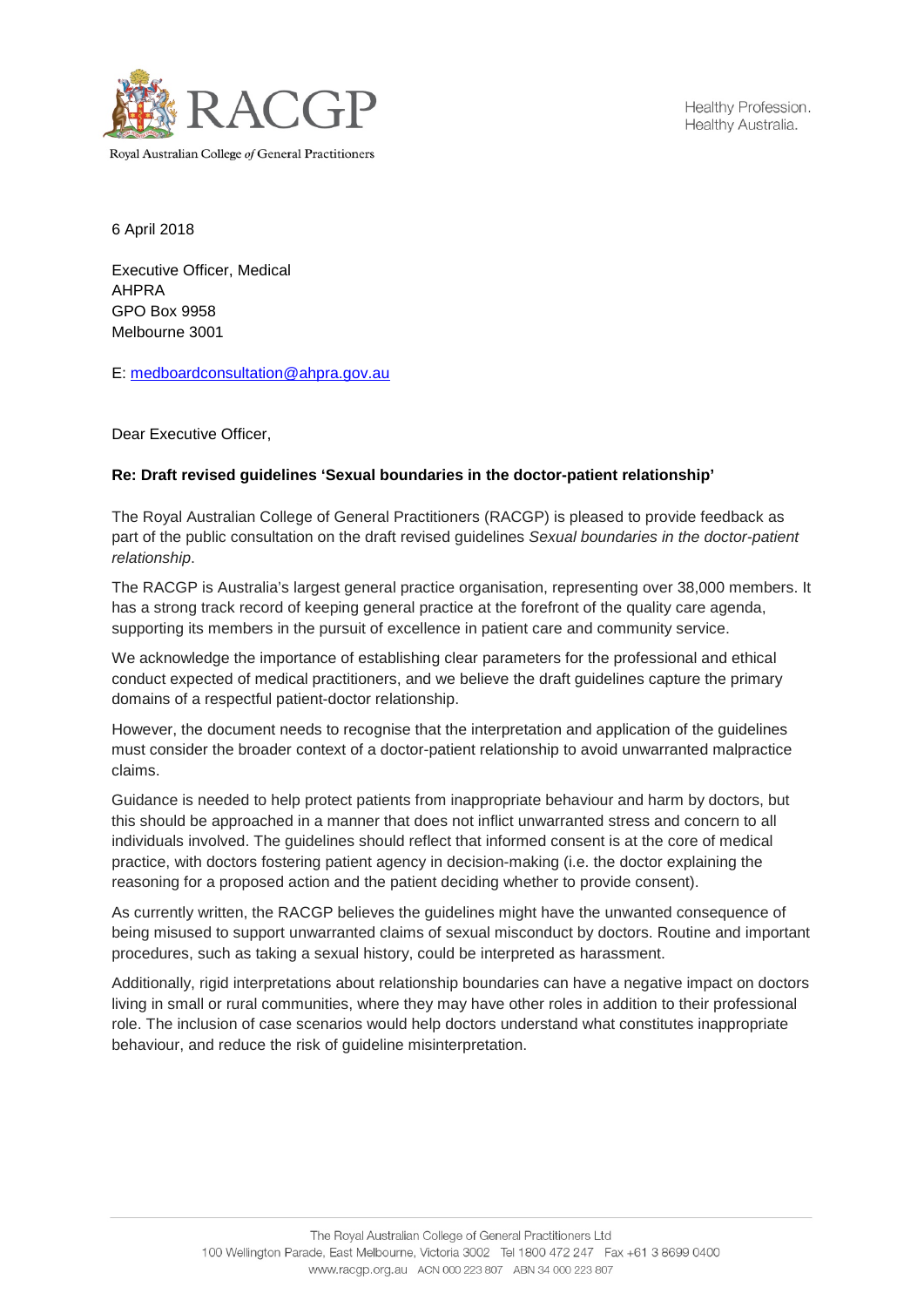Royal Australian College *of* General Practitioners

Healthy Profession.
Healthy Australia.

6 April 2018

Executive Officer, Medical
AHPRA
GPO Box 9958
Melbourne 3001

E: medboardconsultation@ahpra.gov.au

Dear Executive Officer,

**Re: Draft revised guidelines 'Sexual boundaries in the doctor-patient relationship'**

The Royal Australian College of General Practitioners (RACGP) is pleased to provide feedback as part of the public consultation on the draft revised guidelines *Sexual boundaries in the doctor-patient relationship*.

The RACGP is Australia's largest general practice organisation, representing over 38,000 members. It has a strong track record of keeping general practice at the forefront of the quality care agenda, supporting its members in the pursuit of excellence in patient care and community service.

We acknowledge the importance of establishing clear parameters for the professional and ethical conduct expected of medical practitioners, and we believe the draft guidelines capture the primary domains of a respectful patient-doctor relationship.

However, the document needs to recognise that the interpretation and application of the guidelines must consider the broader context of a doctor-patient relationship to avoid unwarranted malpractice claims.

Guidance is needed to help protect patients from inappropriate behaviour and harm by doctors, but this should be approached in a manner that does not inflict unwarranted stress and concern to all individuals involved. The guidelines should reflect that informed consent is at the core of medical practice, with doctors fostering patient agency in decision-making (i.e. the doctor explaining the reasoning for a proposed action and the patient deciding whether to provide consent).

As currently written, the RACGP believes the guidelines might have the unwanted consequence of being misused to support unwarranted claims of sexual misconduct by doctors. Routine and important procedures, such as taking a sexual history, could be interpreted as harassment.

Additionally, rigid interpretations about relationship boundaries can have a negative impact on doctors living in small or rural communities, where they may have other roles in addition to their professional role. The inclusion of case scenarios would help doctors understand what constitutes inappropriate behaviour, and reduce the risk of guideline misinterpretation.

The Royal Australian College of General Practitioners Ltd
100 Wellington Parade, East Melbourne, Victoria 3002 Tel 1800 472 247 Fax +61 3 8699 0400
www.racgp.org.au ACN 000 223 807 ABN 34 000 223 807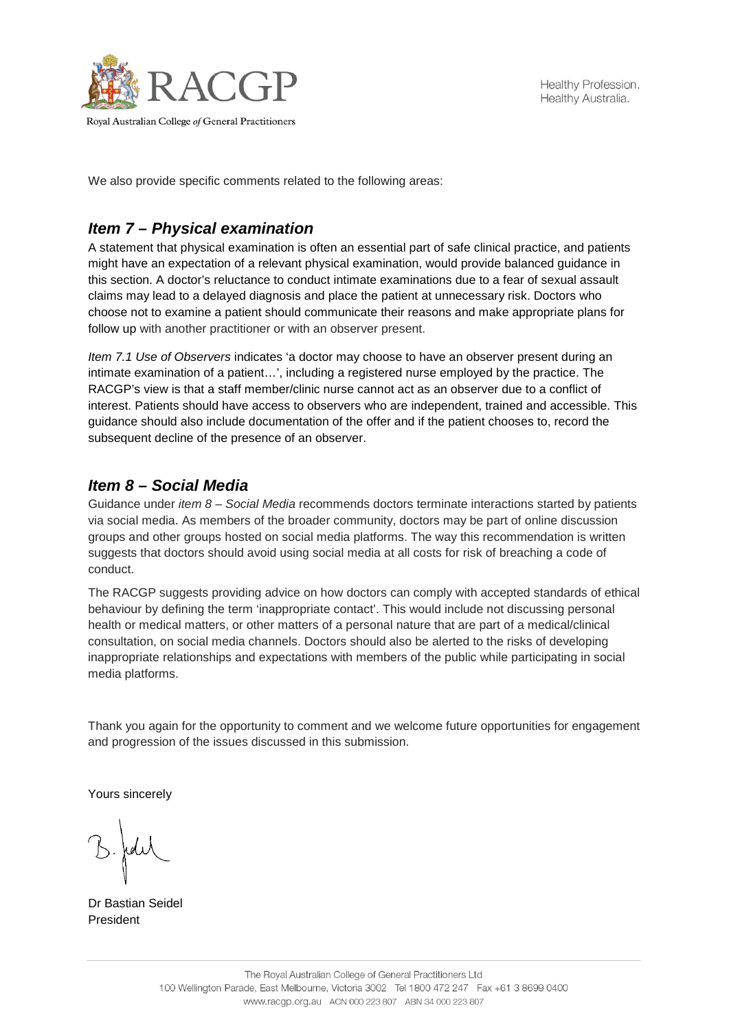We also provide specific comments related to the following areas:

## *Item 7 – Physical examination*

A statement that physical examination is often an essential part of safe clinical practice, and patients might have an expectation of a relevant physical examination, would provide balanced guidance in this section. A doctor's reluctance to conduct intimate examinations due to a fear of sexual assault claims may lead to a delayed diagnosis and place the patient at unnecessary risk. Doctors who choose not to examine a patient should communicate their reasons and make appropriate plans for follow up with another practitioner or with an observer present.

*Item 7.1 Use of Observers* indicates 'a doctor may choose to have an observer present during an intimate examination of a patient…', including a registered nurse employed by the practice. The RACGP's view is that a staff member/clinic nurse cannot act as an observer due to a conflict of interest. Patients should have access to observers who are independent, trained and accessible. This guidance should also include documentation of the offer and if the patient chooses to, record the subsequent decline of the presence of an observer.

## *Item 8 – Social Media*

Guidance under *item 8 – Social Media* recommends doctors terminate interactions started by patients via social media. As members of the broader community, doctors may be part of online discussion groups and other groups hosted on social media platforms. The way this recommendation is written suggests that doctors should avoid using social media at all costs for risk of breaching a code of conduct.

The RACGP suggests providing advice on how doctors can comply with accepted standards of ethical behaviour by defining the term 'inappropriate contact'. This would include not discussing personal health or medical matters, or other matters of a personal nature that are part of a medical/clinical consultation, on social media channels. Doctors should also be alerted to the risks of developing inappropriate relationships and expectations with members of the public while participating in social media platforms.

Thank you again for the opportunity to comment and we welcome future opportunities for engagement and progression of the issues discussed in this submission.

Yours sincerely

Dr Bastian Seidel
President